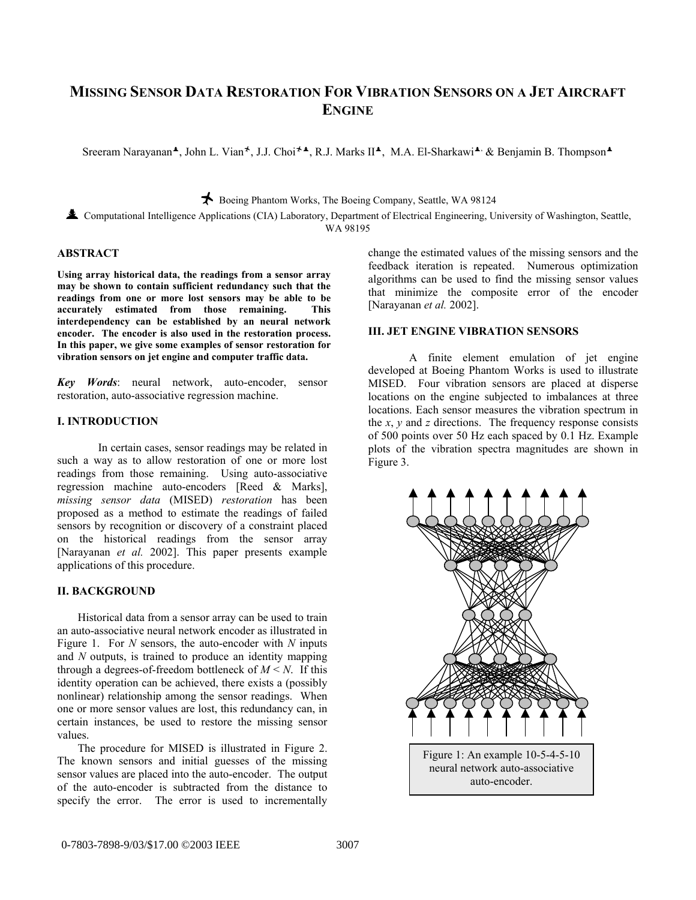# MISSING SENSOR DATA RESTORATION FOR VIBRATION SENSORS ON A JET AIRCRAFT ENGINE

Sreeram Narayanan[♣], John L. Vian[✈], J.J. Choi[✈♣], R.J. Marks II[♣], M.A. El-Sharkawi[♣] & Benjamin B. Thompson[♣]

[✈] Boeing Phantom Works, The Boeing Company, Seattle, WA 98124

[♣] Computational Intelligence Applications (CIA) Laboratory, Department of Electrical Engineering, University of Washington, Seattle, WA 98195

## ABSTRACT

**Using array historical data, the readings from a sensor array may be shown to contain sufficient redundancy such that the readings from one or more lost sensors may be able to be accurately estimated from those remaining. This interdependency can be established by an neural network encoder. The encoder is also used in the restoration process. In this paper, we give some examples of sensor restoration for vibration sensors on jet engine and computer traffic data.**

***Key Words***: neural network, auto-encoder, sensor restoration, auto-associative regression machine.

## I. INTRODUCTION

In certain cases, sensor readings may be related in such a way as to allow restoration of one or more lost readings from those remaining. Using auto-associative regression machine auto-encoders [Reed & Marks], *missing sensor data* (MISED) *restoration* has been proposed as a method to estimate the readings of failed sensors by recognition or discovery of a constraint placed on the historical readings from the sensor array [Narayanan *et al.* 2002]. This paper presents example applications of this procedure.

## II. BACKGROUND

Historical data from a sensor array can be used to train an auto-associative neural network encoder as illustrated in Figure 1. For $N$ sensors, the auto-encoder with $N$ inputs and $N$ outputs, is trained to produce an identity mapping through a degrees-of-freedom bottleneck of $M < N$. If this identity operation can be achieved, there exists a (possibly nonlinear) relationship among the sensor readings. When one or more sensor values are lost, this redundancy can, in certain instances, be used to restore the missing sensor values.

The procedure for MISED is illustrated in Figure 2. The known sensors and initial guesses of the missing sensor values are placed into the auto-encoder. The output of the auto-encoder is subtracted from the distance to specify the error. The error is used to incrementally change the estimated values of the missing sensors and the feedback iteration is repeated. Numerous optimization algorithms can be used to find the missing sensor values that minimize the composite error of the encoder [Narayanan *et al.* 2002].

## III. JET ENGINE VIBRATION SENSORS

A finite element emulation of jet engine developed at Boeing Phantom Works is used to illustrate MISED. Four vibration sensors are placed at disperse locations on the engine subjected to imbalances at three locations. Each sensor measures the vibration spectrum in the $x$, $y$ and $z$ directions. The frequency response consists of 500 points over 50 Hz each spaced by 0.1 Hz. Example plots of the vibration spectra magnitudes are shown in Figure 3.

Figure 1: An example 10-5-4-5-10 neural network auto-associative auto-encoder.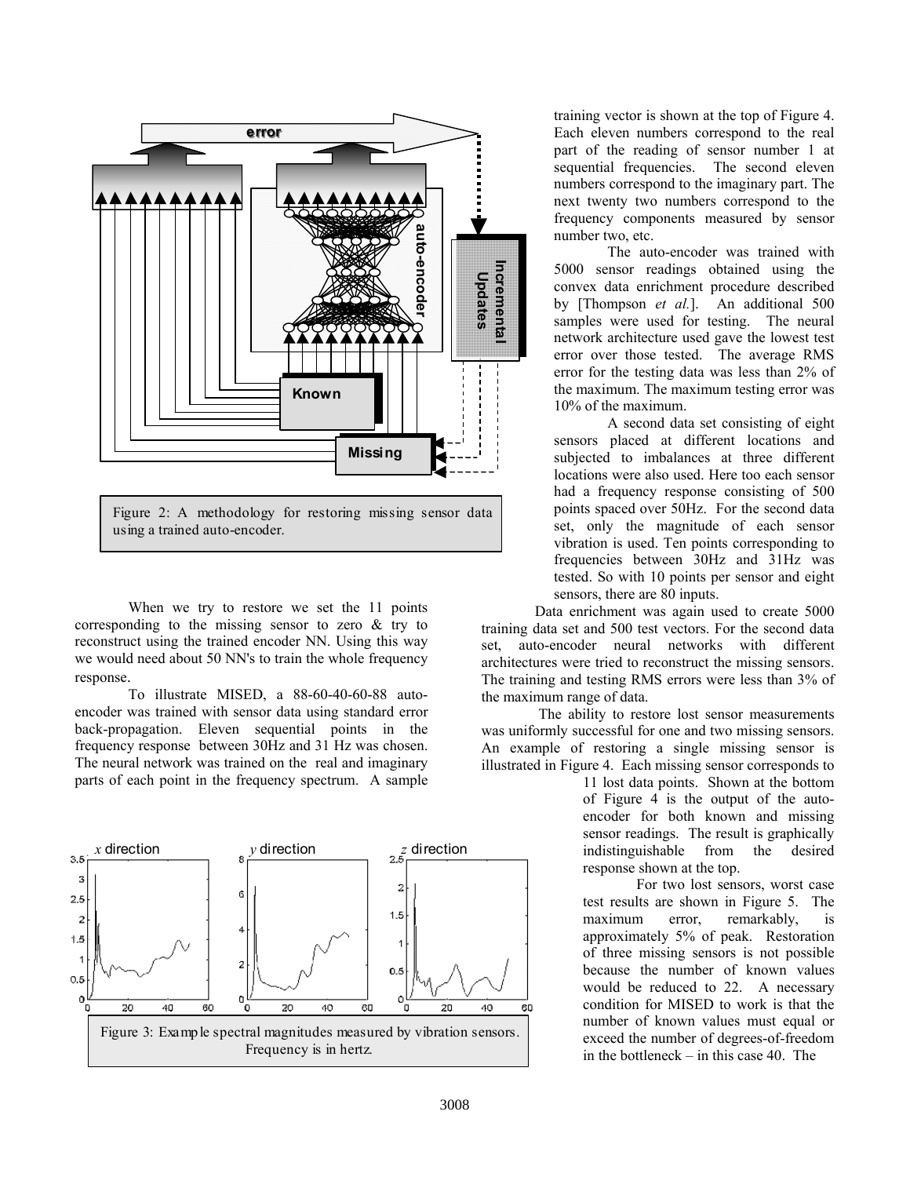Figure 2: A methodology for restoring missing sensor data using a trained auto-encoder.

When we try to restore we set the 11 points corresponding to the missing sensor to zero & try to reconstruct using the trained encoder NN. Using this way we would need about 50 NN's to train the whole frequency response.

To illustrate MISED, a 88-60-40-60-88 auto-encoder was trained with sensor data using standard error back-propagation. Eleven sequential points in the frequency response between 30Hz and 31 Hz was chosen. The neural network was trained on the real and imaginary parts of each point in the frequency spectrum. A sample training vector is shown at the top of Figure 4. Each eleven numbers correspond to the real part of the reading of sensor number 1 at sequential frequencies. The second eleven numbers correspond to the imaginary part. The next twenty two numbers correspond to the frequency components measured by sensor number two, etc.

Figure 3: Example spectral magnitudes measured by vibration sensors. Frequency is in hertz.

The auto-encoder was trained with 5000 sensor readings obtained using the convex data enrichment procedure described by [Thompson *et al.*]. An additional 500 samples were used for testing. The neural network architecture used gave the lowest test error over those tested. The average RMS error for the testing data was less than 2% of the maximum. The maximum testing error was 10% of the maximum.

A second data set consisting of eight sensors placed at different locations and subjected to imbalances at three different locations were also used. Here too each sensor had a frequency response consisting of 500 points spaced over 50Hz. For the second data set, only the magnitude of each sensor vibration is used. Ten points corresponding to frequencies between 30Hz and 31Hz was tested. So with 10 points per sensor and eight sensors, there are 80 inputs.

Data enrichment was again used to create 5000 training data set and 500 test vectors. For the second data set, auto-encoder neural networks with different architectures were tried to reconstruct the missing sensors. The training and testing RMS errors were less than 3% of the maximum range of data.

The ability to restore lost sensor measurements was uniformly successful for one and two missing sensors. An example of restoring a single missing sensor is illustrated in Figure 4. Each missing sensor corresponds to 11 lost data points. Shown at the bottom of Figure 4 is the output of the auto-encoder for both known and missing sensor readings. The result is graphically indistinguishable from the desired response shown at the top.

For two lost sensors, worst case test results are shown in Figure 5. The maximum error, remarkably, is approximately 5% of peak. Restoration of three missing sensors is not possible because the number of known values would be reduced to 22. A necessary condition for MISED to work is that the number of known values must equal or exceed the number of degrees-of-freedom in the bottleneck – in this case 40. The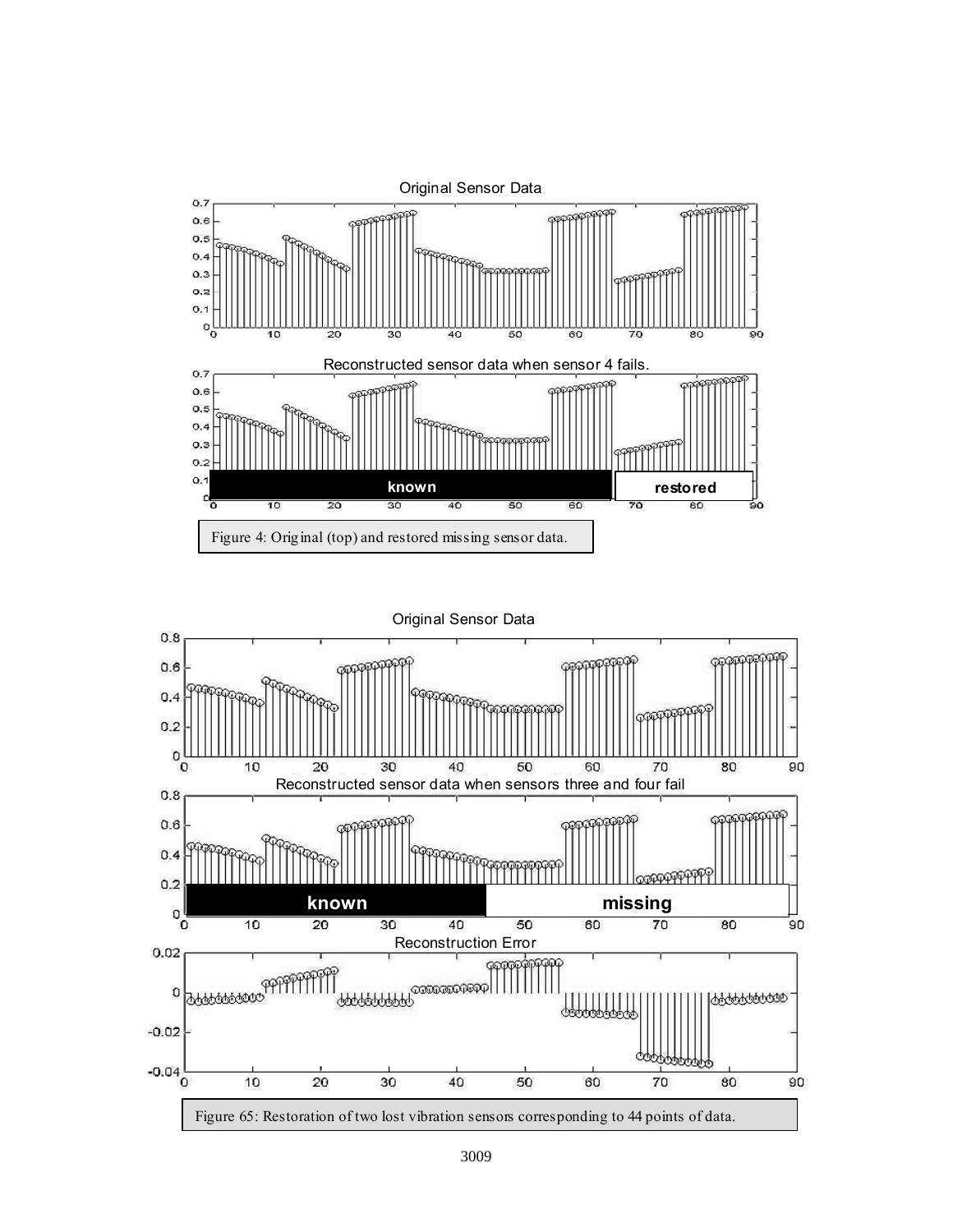Figure 4: Original (top) and restored missing sensor data.

Figure 65: Restoration of two lost vibration sensors corresponding to 44 points of data.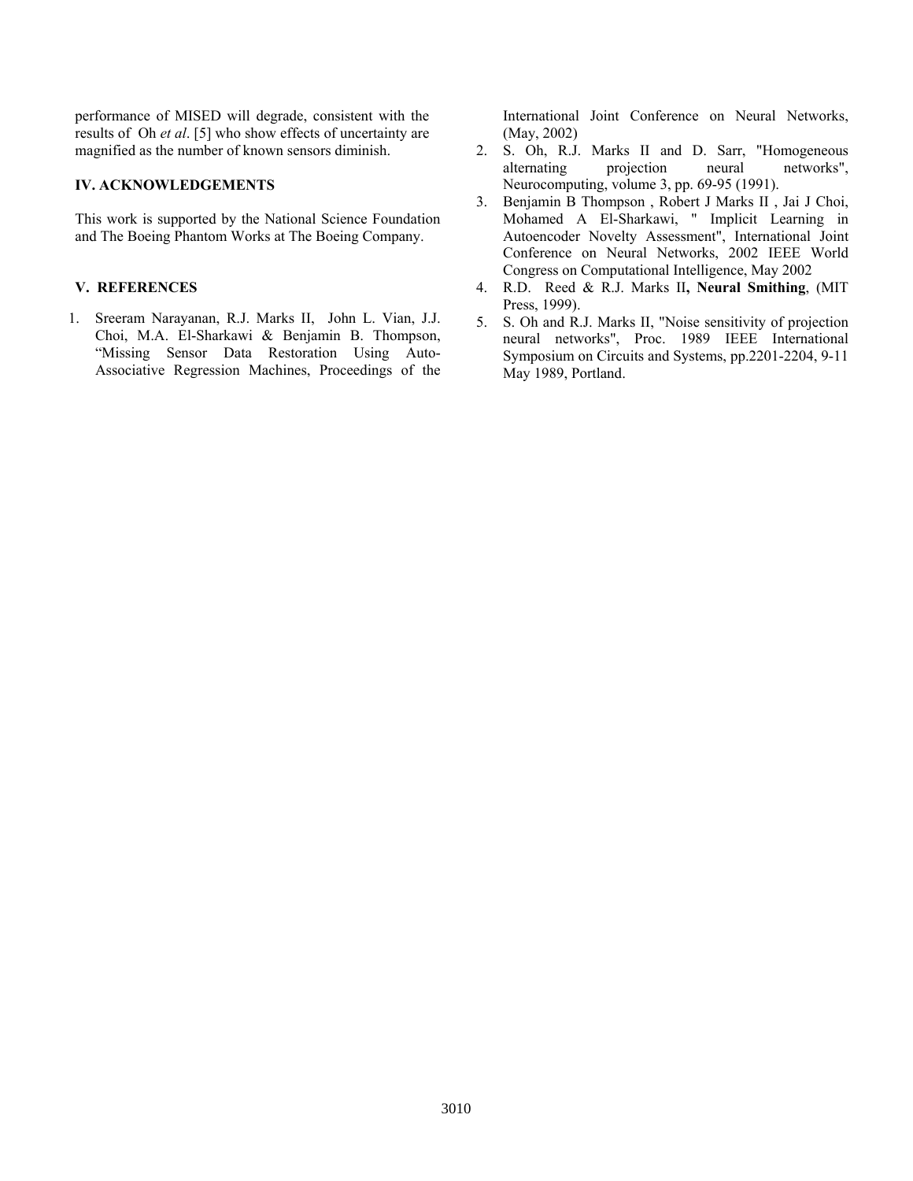performance of MISED will degrade, consistent with the results of Oh *et al*. [5] who show effects of uncertainty are magnified as the number of known sensors diminish.

## IV. ACKNOWLEDGEMENTS

This work is supported by the National Science Foundation and The Boeing Phantom Works at The Boeing Company.

## V. REFERENCES

1. Sreeram Narayanan, R.J. Marks II, John L. Vian, J.J. Choi, M.A. El-Sharkawi & Benjamin B. Thompson, "Missing Sensor Data Restoration Using Auto-Associative Regression Machines, Proceedings of the International Joint Conference on Neural Networks, (May, 2002)
2. S. Oh, R.J. Marks II and D. Sarr, "Homogeneous alternating projection neural networks", Neurocomputing, volume 3, pp. 69-95 (1991).
3. Benjamin B Thompson , Robert J Marks II , Jai J Choi, Mohamed A El-Sharkawi, " Implicit Learning in Autoencoder Novelty Assessment", International Joint Conference on Neural Networks, 2002 IEEE World Congress on Computational Intelligence, May 2002
4. R.D. Reed & R.J. Marks II**, Neural Smithing**, (MIT Press, 1999).
5. S. Oh and R.J. Marks II, "Noise sensitivity of projection neural networks", Proc. 1989 IEEE International Symposium on Circuits and Systems, pp.2201-2204, 9-11 May 1989, Portland.